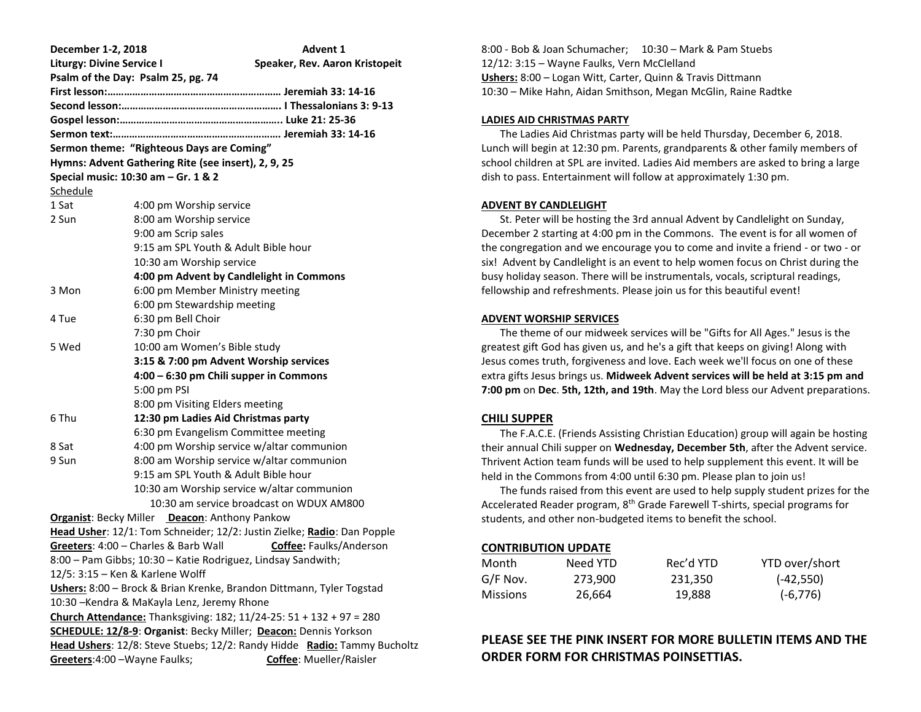**December 1-2, 2018** **Advent 1**

**Liturgy: Divine Service I** **Speaker, Rev. Aaron Kristopeit**

**Psalm of the Day: Psalm 25, pg. 74**

**First lesson:……………………………………………………. Jeremiah 33: 14-16**

**Second lesson:…………………………………………………. I Thessalonians 3: 9-13**

**Gospel lesson:………………………………………………….. Luke 21: 25-36**

**Sermon text:……………………………………………………. Jeremiah 33: 14-16**

**Sermon theme: "Righteous Days are Coming"**

**Hymns: Advent Gathering Rite (see insert), 2, 9, 25**

**Special music: 10:30 am – Gr. 1 & 2**

Schedule

| | |
|---|---|
| 1 Sat | 4:00 pm Worship service |
| 2 Sun | 8:00 am Worship service |
| | 9:00 am Scrip sales |
| | 9:15 am SPL Youth & Adult Bible hour |
| | 10:30 am Worship service |
| | **4:00 pm Advent by Candlelight in Commons** |
| 3 Mon | 6:00 pm Member Ministry meeting |
| | 6:00 pm Stewardship meeting |
| 4 Tue | 6:30 pm Bell Choir |
| | 7:30 pm Choir |
| 5 Wed | 10:00 am Women's Bible study |
| | **3:15 & 7:00 pm Advent Worship services** |
| | **4:00 – 6:30 pm Chili supper in Commons** |
| | 5:00 pm PSI |
| | 8:00 pm Visiting Elders meeting |
| 6 Thu | **12:30 pm Ladies Aid Christmas party** |
| | 6:30 pm Evangelism Committee meeting |
| 8 Sat | 4:00 pm Worship service w/altar communion |
| 9 Sun | 8:00 am Worship service w/altar communion |
| | 9:15 am SPL Youth & Adult Bible hour |
| | 10:30 am Worship service w/altar communion |
| | 10:30 am service broadcast on WDUX AM800 |

**Organist**: Becky Miller **Deacon**: Anthony Pankow

**Head Usher**: 12/1: Tom Schneider; 12/2: Justin Zielke; **Radio**: Dan Popple

**Greeters**: 4:00 – Charles & Barb Wall **Coffee:** Faulks/Anderson

8:00 – Pam Gibbs; 10:30 – Katie Rodriguez, Lindsay Sandwith;

12/5: 3:15 – Ken & Karlene Wolff

**Ushers:** 8:00 – Brock & Brian Krenke, Brandon Dittmann, Tyler Togstad

10:30 –Kendra & MaKayla Lenz, Jeremy Rhone

**Church Attendance:** Thanksgiving: 182; 11/24-25: 51 + 132 + 97 = 280

**SCHEDULE: 12/8-9**: **Organist**: Becky Miller; **Deacon:** Dennis Yorkson

**Head Ushers**: 12/8: Steve Stuebs; 12/2: Randy Hidde **Radio:** Tammy Bucholtz

**Greeters**:4:00 –Wayne Faulks; **Coffee**: Mueller/Raisler

8:00 - Bob & Joan Schumacher; 10:30 – Mark & Pam Stuebs

12/12: 3:15 – Wayne Faulks, Vern McClelland

**Ushers:** 8:00 – Logan Witt, Carter, Quinn & Travis Dittmann

10:30 – Mike Hahn, Aidan Smithson, Megan McGlin, Raine Radtke

## LADIES AID CHRISTMAS PARTY

The Ladies Aid Christmas party will be held Thursday, December 6, 2018. Lunch will begin at 12:30 pm. Parents, grandparents & other family members of school children at SPL are invited. Ladies Aid members are asked to bring a large dish to pass. Entertainment will follow at approximately 1:30 pm.

## ADVENT BY CANDLELIGHT

St. Peter will be hosting the 3rd annual Advent by Candlelight on Sunday, December 2 starting at 4:00 pm in the Commons. The event is for all women of the congregation and we encourage you to come and invite a friend - or two - or six! Advent by Candlelight is an event to help women focus on Christ during the busy holiday season. There will be instrumentals, vocals, scriptural readings, fellowship and refreshments. Please join us for this beautiful event!

## ADVENT WORSHIP SERVICES

The theme of our midweek services will be "Gifts for All Ages." Jesus is the greatest gift God has given us, and he's a gift that keeps on giving! Along with Jesus comes truth, forgiveness and love. Each week we'll focus on one of these extra gifts Jesus brings us. **Midweek Advent services will be held at 3:15 pm and 7:00 pm** on **Dec**. **5th, 12th, and 19th**. May the Lord bless our Advent preparations.

## CHILI SUPPER

The F.A.C.E. (Friends Assisting Christian Education) group will again be hosting their annual Chili supper on **Wednesday, December 5th**, after the Advent service. Thrivent Action team funds will be used to help supplement this event. It will be held in the Commons from 4:00 until 6:30 pm. Please plan to join us!

The funds raised from this event are used to help supply student prizes for the Accelerated Reader program, 8th Grade Farewell T-shirts, special programs for students, and other non-budgeted items to benefit the school.

## CONTRIBUTION UPDATE

| Month | Need YTD | Rec'd YTD | YTD over/short |
|---|---|---|---|
| G/F Nov. | 273,900 | 231,350 | (-42,550) |
| Missions | 26,664 | 19,888 | (-6,776) |

**PLEASE SEE THE PINK INSERT FOR MORE BULLETIN ITEMS AND THE ORDER FORM FOR CHRISTMAS POINSETTIAS.**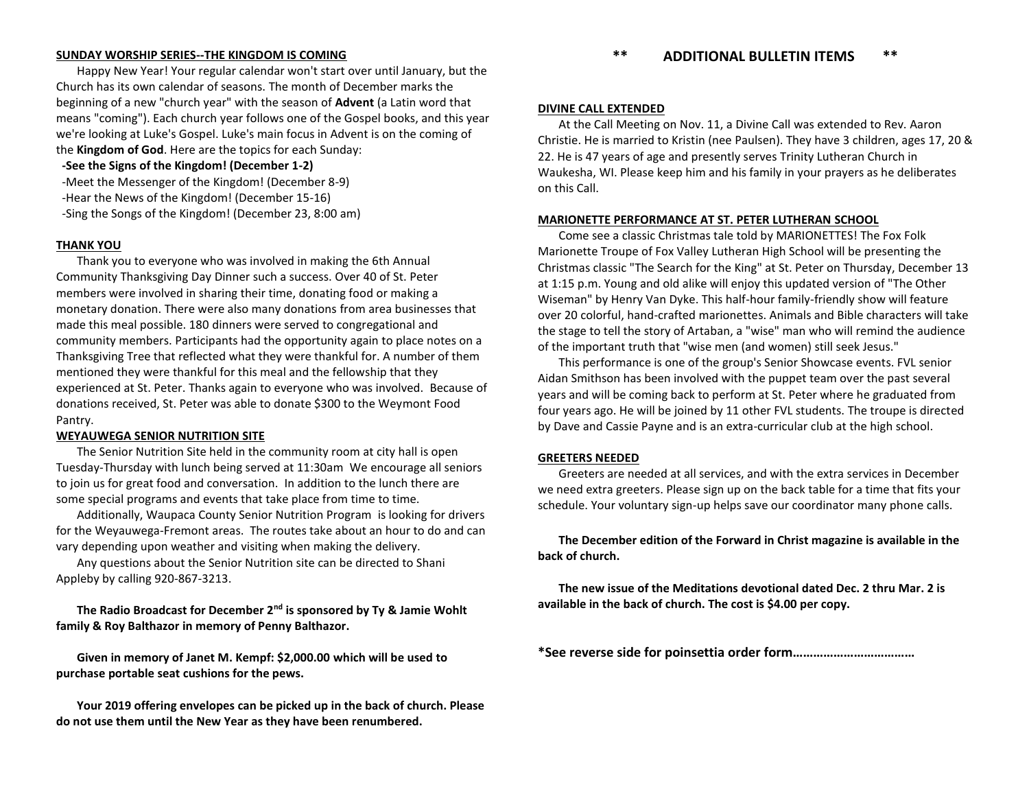**SUNDAY WORSHIP SERIES--THE KINGDOM IS COMING**

Happy New Year! Your regular calendar won't start over until January, but the Church has its own calendar of seasons. The month of December marks the beginning of a new "church year" with the season of **Advent** (a Latin word that means "coming"). Each church year follows one of the Gospel books, and this year we're looking at Luke's Gospel. Luke's main focus in Advent is on the coming of the **Kingdom of God**. Here are the topics for each Sunday:

**-See the Signs of the Kingdom! (December 1-2)**
-Meet the Messenger of the Kingdom! (December 8-9)
-Hear the News of the Kingdom! (December 15-16)
-Sing the Songs of the Kingdom! (December 23, 8:00 am)

**THANK YOU**

Thank you to everyone who was involved in making the 6th Annual Community Thanksgiving Day Dinner such a success. Over 40 of St. Peter members were involved in sharing their time, donating food or making a monetary donation. There were also many donations from area businesses that made this meal possible. 180 dinners were served to congregational and community members. Participants had the opportunity again to place notes on a Thanksgiving Tree that reflected what they were thankful for. A number of them mentioned they were thankful for this meal and the fellowship that they experienced at St. Peter. Thanks again to everyone who was involved. Because of donations received, St. Peter was able to donate $300 to the Weymont Food Pantry.

**WEYAUWEGA SENIOR NUTRITION SITE**

The Senior Nutrition Site held in the community room at city hall is open Tuesday-Thursday with lunch being served at 11:30am We encourage all seniors to join us for great food and conversation. In addition to the lunch there are some special programs and events that take place from time to time.

Additionally, Waupaca County Senior Nutrition Program is looking for drivers for the Weyauwega-Fremont areas. The routes take about an hour to do and can vary depending upon weather and visiting when making the delivery.

Any questions about the Senior Nutrition site can be directed to Shani Appleby by calling 920-867-3213.

**The Radio Broadcast for December 2nd is sponsored by Ty & Jamie Wohlt family & Roy Balthazor in memory of Penny Balthazor.**

**Given in memory of Janet M. Kempf: $2,000.00 which will be used to purchase portable seat cushions for the pews.**

**Your 2019 offering envelopes can be picked up in the back of church. Please do not use them until the New Year as they have been renumbered.**

## ** ADDITIONAL BULLETIN ITEMS **

**DIVINE CALL EXTENDED**

At the Call Meeting on Nov. 11, a Divine Call was extended to Rev. Aaron Christie. He is married to Kristin (nee Paulsen). They have 3 children, ages 17, 20 & 22. He is 47 years of age and presently serves Trinity Lutheran Church in Waukesha, WI. Please keep him and his family in your prayers as he deliberates on this Call.

**MARIONETTE PERFORMANCE AT ST. PETER LUTHERAN SCHOOL**

Come see a classic Christmas tale told by MARIONETTES! The Fox Folk Marionette Troupe of Fox Valley Lutheran High School will be presenting the Christmas classic "The Search for the King" at St. Peter on Thursday, December 13 at 1:15 p.m. Young and old alike will enjoy this updated version of "The Other Wiseman" by Henry Van Dyke. This half-hour family-friendly show will feature over 20 colorful, hand-crafted marionettes. Animals and Bible characters will take the stage to tell the story of Artaban, a "wise" man who will remind the audience of the important truth that "wise men (and women) still seek Jesus."

This performance is one of the group's Senior Showcase events. FVL senior Aidan Smithson has been involved with the puppet team over the past several years and will be coming back to perform at St. Peter where he graduated from four years ago. He will be joined by 11 other FVL students. The troupe is directed by Dave and Cassie Payne and is an extra-curricular club at the high school.

**GREETERS NEEDED**

Greeters are needed at all services, and with the extra services in December we need extra greeters. Please sign up on the back table for a time that fits your schedule. Your voluntary sign-up helps save our coordinator many phone calls.

**The December edition of the Forward in Christ magazine is available in the back of church.**

**The new issue of the Meditations devotional dated Dec. 2 thru Mar. 2 is available in the back of church. The cost is $4.00 per copy.**

***See reverse side for poinsettia order form……………………………**